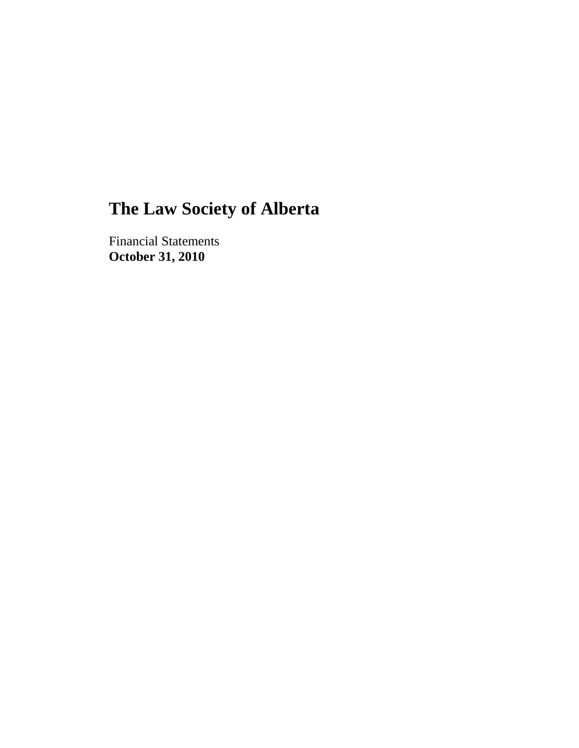# The Law Society of Alberta

Financial Statements
**October 31, 2010**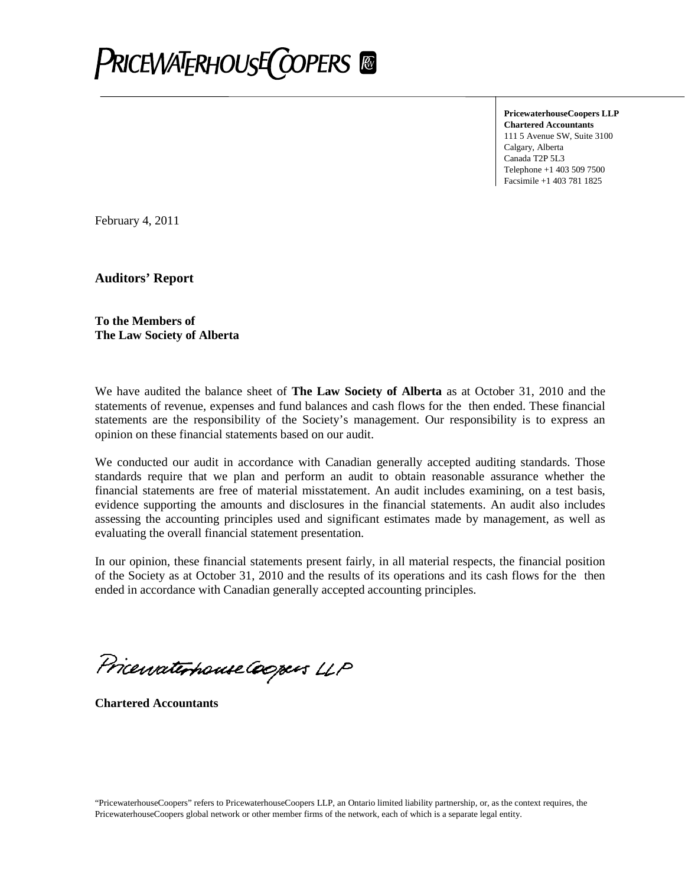PRICEWATERHOUSECOOPERS

**PricewaterhouseCoopers LLP**
**Chartered Accountants**
111 5 Avenue SW, Suite 3100
Calgary, Alberta
Canada T2P 5L3
Telephone +1 403 509 7500
Facsimile +1 403 781 1825

February 4, 2011

**Auditors' Report**

**To the Members of**
**The Law Society of Alberta**

We have audited the balance sheet of **The Law Society of Alberta** as at October 31, 2010 and the statements of revenue, expenses and fund balances and cash flows for the then ended. These financial statements are the responsibility of the Society's management. Our responsibility is to express an opinion on these financial statements based on our audit.

We conducted our audit in accordance with Canadian generally accepted auditing standards. Those standards require that we plan and perform an audit to obtain reasonable assurance whether the financial statements are free of material misstatement. An audit includes examining, on a test basis, evidence supporting the amounts and disclosures in the financial statements. An audit also includes assessing the accounting principles used and significant estimates made by management, as well as evaluating the overall financial statement presentation.

In our opinion, these financial statements present fairly, in all material respects, the financial position of the Society as at October 31, 2010 and the results of its operations and its cash flows for the then ended in accordance with Canadian generally accepted accounting principles.

PricewaterhouseCoopers LLP

**Chartered Accountants**

"PricewaterhouseCoopers" refers to PricewaterhouseCoopers LLP, an Ontario limited liability partnership, or, as the context requires, the PricewaterhouseCoopers global network or other member firms of the network, each of which is a separate legal entity.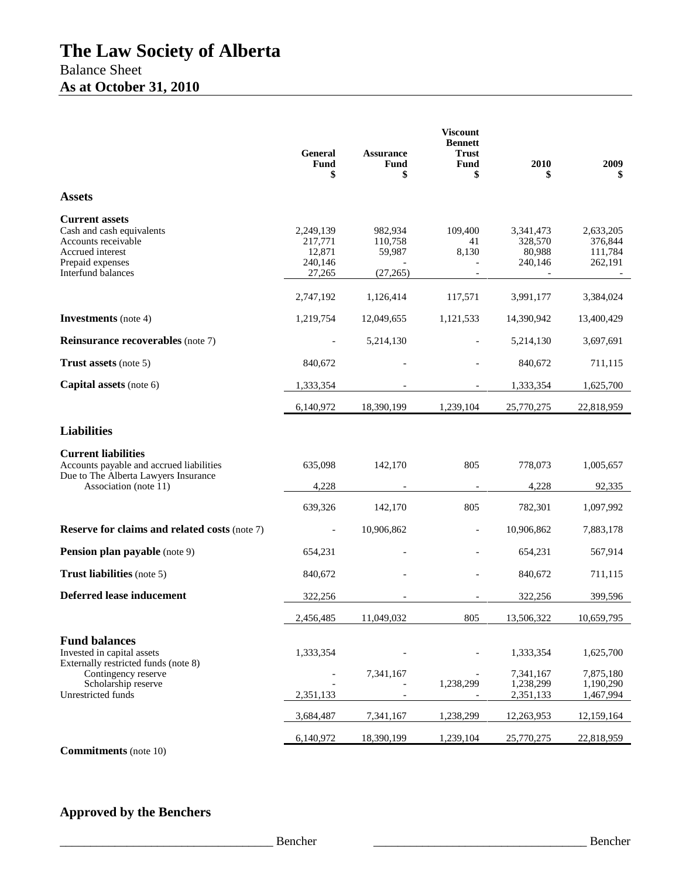# The Law Society of Alberta

## Balance Sheet

## As at October 31, 2010

| | General Fund $ | Assurance Fund $ | Viscount Bennett Trust Fund $ | 2010 $ | 2009 $ |
|---|---|---|---|---|---|
| **Assets** | | | | | |
| **Current assets** | | | | | |
| Cash and cash equivalents | 2,249,139 | 982,934 | 109,400 | 3,341,473 | 2,633,205 |
| Accounts receivable | 217,771 | 110,758 | 41 | 328,570 | 376,844 |
| Accrued interest | 12,871 | 59,987 | 8,130 | 80,988 | 111,784 |
| Prepaid expenses | 240,146 | - | - | 240,146 | 262,191 |
| Interfund balances | 27,265 | (27,265) | - | - | - |
| | 2,747,192 | 1,126,414 | 117,571 | 3,991,177 | 3,384,024 |
| **Investments** (note 4) | 1,219,754 | 12,049,655 | 1,121,533 | 14,390,942 | 13,400,429 |
| **Reinsurance recoverables** (note 7) | - | 5,214,130 | - | 5,214,130 | 3,697,691 |
| **Trust assets** (note 5) | 840,672 | - | - | 840,672 | 711,115 |
| **Capital assets** (note 6) | 1,333,354 | - | - | 1,333,354 | 1,625,700 |
| | 6,140,972 | 18,390,199 | 1,239,104 | 25,770,275 | 22,818,959 |
| **Liabilities** | | | | | |
| **Current liabilities** | | | | | |
| Accounts payable and accrued liabilities | 635,098 | 142,170 | 805 | 778,073 | 1,005,657 |
| Due to The Alberta Lawyers Insurance Association (note 11) | 4,228 | - | - | 4,228 | 92,335 |
| | 639,326 | 142,170 | 805 | 782,301 | 1,097,992 |
| **Reserve for claims and related costs** (note 7) | - | 10,906,862 | - | 10,906,862 | 7,883,178 |
| **Pension plan payable** (note 9) | 654,231 | - | - | 654,231 | 567,914 |
| **Trust liabilities** (note 5) | 840,672 | - | - | 840,672 | 711,115 |
| **Deferred lease inducement** | 322,256 | - | - | 322,256 | 399,596 |
| | 2,456,485 | 11,049,032 | 805 | 13,506,322 | 10,659,795 |
| **Fund balances** | | | | | |
| Invested in capital assets | 1,333,354 | - | - | 1,333,354 | 1,625,700 |
| Externally restricted funds (note 8) | | | | | |
| Contingency reserve | - | 7,341,167 | - | 7,341,167 | 7,875,180 |
| Scholarship reserve | - | - | 1,238,299 | 1,238,299 | 1,190,290 |
| Unrestricted funds | 2,351,133 | - | - | 2,351,133 | 1,467,994 |
| | 3,684,487 | 7,341,167 | 1,238,299 | 12,263,953 | 12,159,164 |
| | 6,140,972 | 18,390,199 | 1,239,104 | 25,770,275 | 22,818,959 |

**Commitments** (note 10)

## Approved by the Benchers

___________________________________ Bencher ___________________________________ Bencher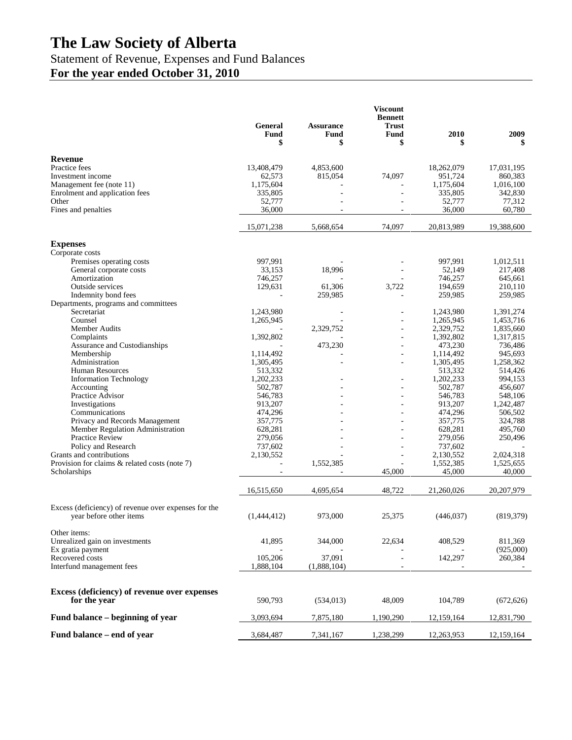# The Law Society of Alberta

## Statement of Revenue, Expenses and Fund Balances

**For the year ended October 31, 2010**

| | General Fund $ | Assurance Fund $ | Viscount Bennett Trust Fund $ | 2010 $ | 2009 $ |
|---|---|---|---|---|---|
| **Revenue** | | | | | |
| Practice fees | 13,408,479 | 4,853,600 | | 18,262,079 | 17,031,195 |
| Investment income | 62,573 | 815,054 | 74,097 | 951,724 | 860,383 |
| Management fee (note 11) | 1,175,604 | - | - | 1,175,604 | 1,016,100 |
| Enrolment and application fees | 335,805 | - | - | 335,805 | 342,830 |
| Other | 52,777 | - | - | 52,777 | 77,312 |
| Fines and penalties | 36,000 | - | - | 36,000 | 60,780 |
| | 15,071,238 | 5,668,654 | 74,097 | 20,813,989 | 19,388,600 |
| **Expenses** | | | | | |
| Corporate costs | | | | | |
| Premises operating costs | 997,991 | - | - | 997,991 | 1,012,511 |
| General corporate costs | 33,153 | 18,996 | - | 52,149 | 217,408 |
| Amortization | 746,257 | - | - | 746,257 | 645,661 |
| Outside services | 129,631 | 61,306 | 3,722 | 194,659 | 210,110 |
| Indemnity bond fees | - | 259,985 | - | 259,985 | 259,985 |
| Departments, programs and committees | | | | | |
| Secretariat | 1,243,980 | - | - | 1,243,980 | 1,391,274 |
| Counsel | 1,265,945 | - | - | 1,265,945 | 1,453,716 |
| Member Audits | - | 2,329,752 | - | 2,329,752 | 1,835,660 |
| Complaints | 1,392,802 | - | - | 1,392,802 | 1,317,815 |
| Assurance and Custodianships | - | 473,230 | - | 473,230 | 736,486 |
| Membership | 1,114,492 | - | - | 1,114,492 | 945,693 |
| Administration | 1,305,495 | - | - | 1,305,495 | 1,258,362 |
| Human Resources | 513,332 | | | 513,332 | 514,426 |
| Information Technology | 1,202,233 | - | - | 1,202,233 | 994,153 |
| Accounting | 502,787 | - | - | 502,787 | 456,607 |
| Practice Advisor | 546,783 | - | - | 546,783 | 548,106 |
| Investigations | 913,207 | - | - | 913,207 | 1,242,487 |
| Communications | 474,296 | - | - | 474,296 | 506,502 |
| Privacy and Records Management | 357,775 | - | - | 357,775 | 324,788 |
| Member Regulation Administration | 628,281 | - | - | 628,281 | 495,760 |
| Practice Review | 279,056 | - | - | 279,056 | 250,496 |
| Policy and Research | 737,602 | - | - | 737,602 | - |
| Grants and contributions | 2,130,552 | - | - | 2,130,552 | 2,024,318 |
| Provision for claims & related costs (note 7) | - | 1,552,385 | - | 1,552,385 | 1,525,655 |
| Scholarships | - | - | 45,000 | 45,000 | 40,000 |
| | 16,515,650 | 4,695,654 | 48,722 | 21,260,026 | 20,207,979 |
| Excess (deficiency) of revenue over expenses for the year before other items | (1,444,412) | 973,000 | 25,375 | (446,037) | (819,379) |
| Other items: | | | | | |
| Unrealized gain on investments | 41,895 | 344,000 | 22,634 | 408,529 | 811,369 |
| Ex gratia payment | - | - | - | - | (925,000) |
| Recovered costs | 105,206 | 37,091 | - | 142,297 | 260,384 |
| Interfund management fees | 1,888,104 | (1,888,104) | - | - | - |
| **Excess (deficiency) of revenue over expenses for the year** | 590,793 | (534,013) | 48,009 | 104,789 | (672,626) |
| **Fund balance – beginning of year** | 3,093,694 | 7,875,180 | 1,190,290 | 12,159,164 | 12,831,790 |
| **Fund balance – end of year** | 3,684,487 | 7,341,167 | 1,238,299 | 12,263,953 | 12,159,164 |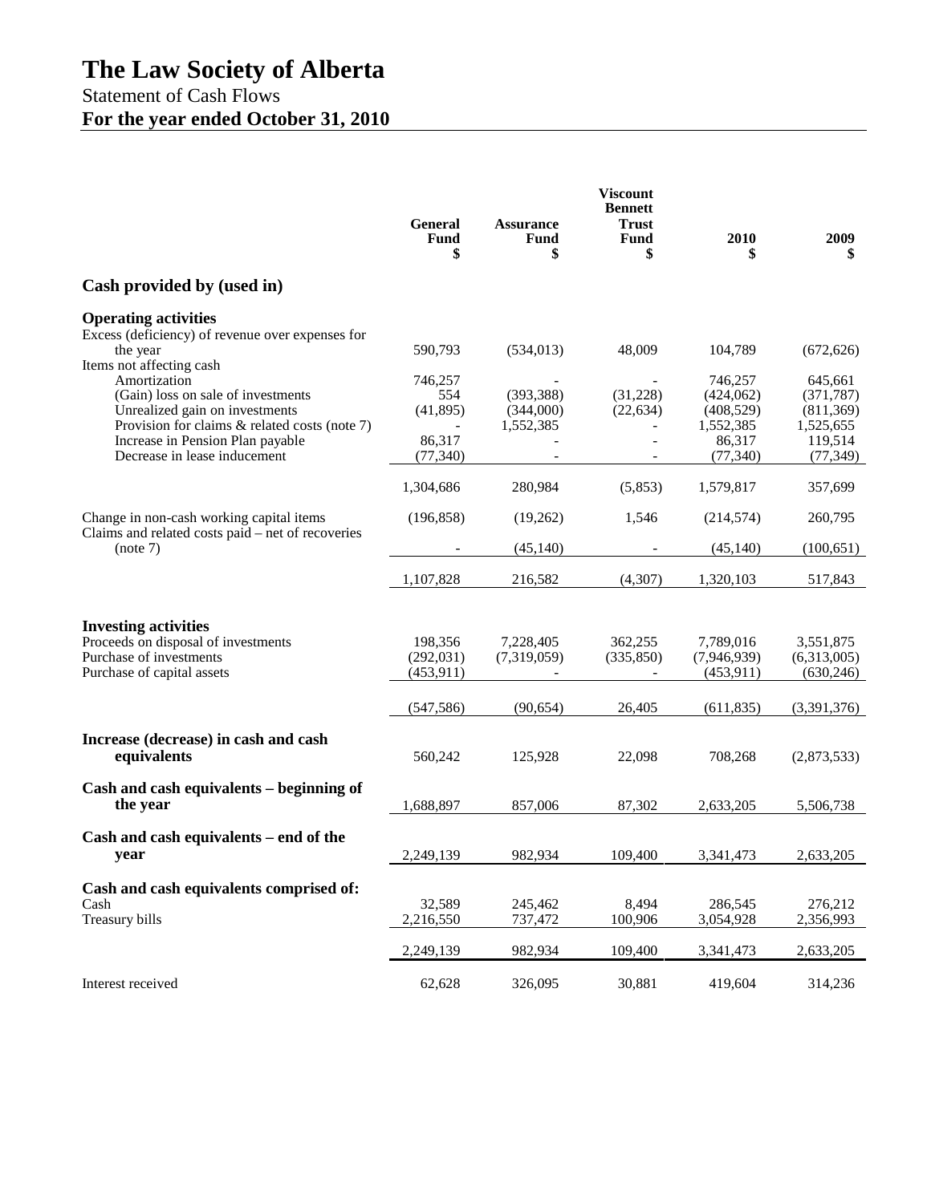# The Law Society of Alberta

## Statement of Cash Flows

## For the year ended October 31, 2010

| | General Fund $ | Assurance Fund $ | Viscount Bennett Trust Fund $ | 2010 $ | 2009 $ |
|---|---|---|---|---|---|
| **Cash provided by (used in)** | | | | | |
| **Operating activities** | | | | | |
| Excess (deficiency) of revenue over expenses for the year | 590,793 | (534,013) | 48,009 | 104,789 | (672,626) |
| Items not affecting cash | | | | | |
| Amortization | 746,257 | - | - | 746,257 | 645,661 |
| (Gain) loss on sale of investments | 554 | (393,388) | (31,228) | (424,062) | (371,787) |
| Unrealized gain on investments | (41,895) | (344,000) | (22,634) | (408,529) | (811,369) |
| Provision for claims & related costs (note 7) | - | 1,552,385 | - | 1,552,385 | 1,525,655 |
| Increase in Pension Plan payable | 86,317 | - | - | 86,317 | 119,514 |
| Decrease in lease inducement | (77,340) | - | - | (77,340) | (77,349) |
| | 1,304,686 | 280,984 | (5,853) | 1,579,817 | 357,699 |
| Change in non-cash working capital items | (196,858) | (19,262) | 1,546 | (214,574) | 260,795 |
| Claims and related costs paid – net of recoveries (note 7) | - | (45,140) | - | (45,140) | (100,651) |
| | 1,107,828 | 216,582 | (4,307) | 1,320,103 | 517,843 |
| **Investing activities** | | | | | |
| Proceeds on disposal of investments | 198,356 | 7,228,405 | 362,255 | 7,789,016 | 3,551,875 |
| Purchase of investments | (292,031) | (7,319,059) | (335,850) | (7,946,939) | (6,313,005) |
| Purchase of capital assets | (453,911) | - | - | (453,911) | (630,246) |
| | (547,586) | (90,654) | 26,405 | (611,835) | (3,391,376) |
| **Increase (decrease) in cash and cash equivalents** | 560,242 | 125,928 | 22,098 | 708,268 | (2,873,533) |
| **Cash and cash equivalents – beginning of the year** | 1,688,897 | 857,006 | 87,302 | 2,633,205 | 5,506,738 |
| **Cash and cash equivalents – end of the year** | 2,249,139 | 982,934 | 109,400 | 3,341,473 | 2,633,205 |
| **Cash and cash equivalents comprised of:** | | | | | |
| Cash | 32,589 | 245,462 | 8,494 | 286,545 | 276,212 |
| Treasury bills | 2,216,550 | 737,472 | 100,906 | 3,054,928 | 2,356,993 |
| | 2,249,139 | 982,934 | 109,400 | 3,341,473 | 2,633,205 |
| Interest received | 62,628 | 326,095 | 30,881 | 419,604 | 314,236 |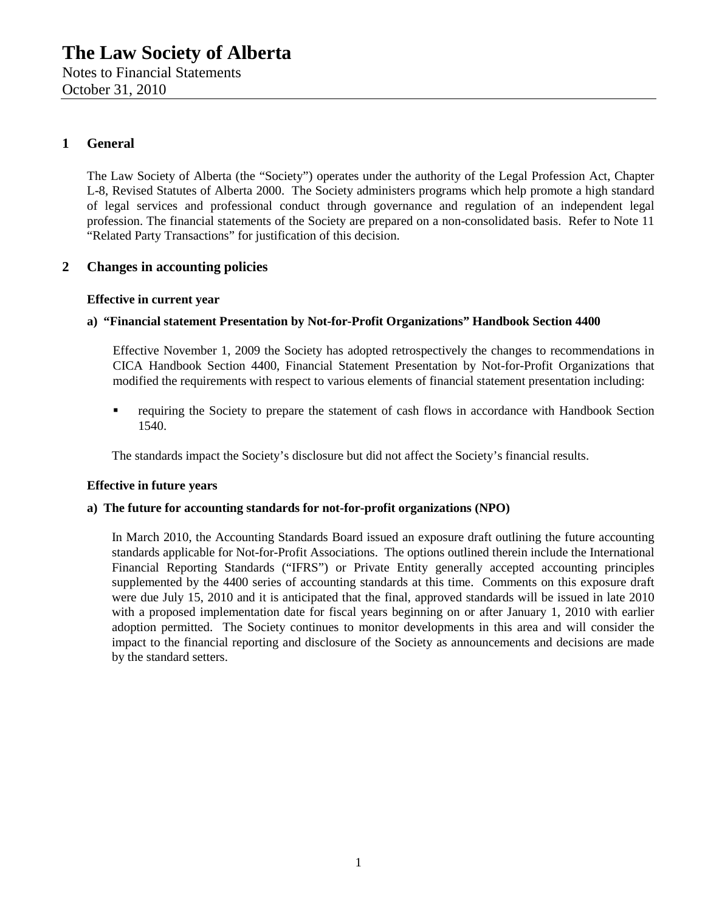# The Law Society of Alberta

Notes to Financial Statements
October 31, 2010

## 1 General

The Law Society of Alberta (the "Society") operates under the authority of the Legal Profession Act, Chapter L-8, Revised Statutes of Alberta 2000. The Society administers programs which help promote a high standard of legal services and professional conduct through governance and regulation of an independent legal profession. The financial statements of the Society are prepared on a non-consolidated basis. Refer to Note 11 "Related Party Transactions" for justification of this decision.

## 2 Changes in accounting policies

**Effective in current year**

**a) "Financial statement Presentation by Not-for-Profit Organizations" Handbook Section 4400**

Effective November 1, 2009 the Society has adopted retrospectively the changes to recommendations in CICA Handbook Section 4400, Financial Statement Presentation by Not-for-Profit Organizations that modified the requirements with respect to various elements of financial statement presentation including:

- requiring the Society to prepare the statement of cash flows in accordance with Handbook Section 1540.

The standards impact the Society's disclosure but did not affect the Society's financial results.

**Effective in future years**

**a) The future for accounting standards for not-for-profit organizations (NPO)**

In March 2010, the Accounting Standards Board issued an exposure draft outlining the future accounting standards applicable for Not-for-Profit Associations. The options outlined therein include the International Financial Reporting Standards ("IFRS") or Private Entity generally accepted accounting principles supplemented by the 4400 series of accounting standards at this time. Comments on this exposure draft were due July 15, 2010 and it is anticipated that the final, approved standards will be issued in late 2010 with a proposed implementation date for fiscal years beginning on or after January 1, 2010 with earlier adoption permitted. The Society continues to monitor developments in this area and will consider the impact to the financial reporting and disclosure of the Society as announcements and decisions are made by the standard setters.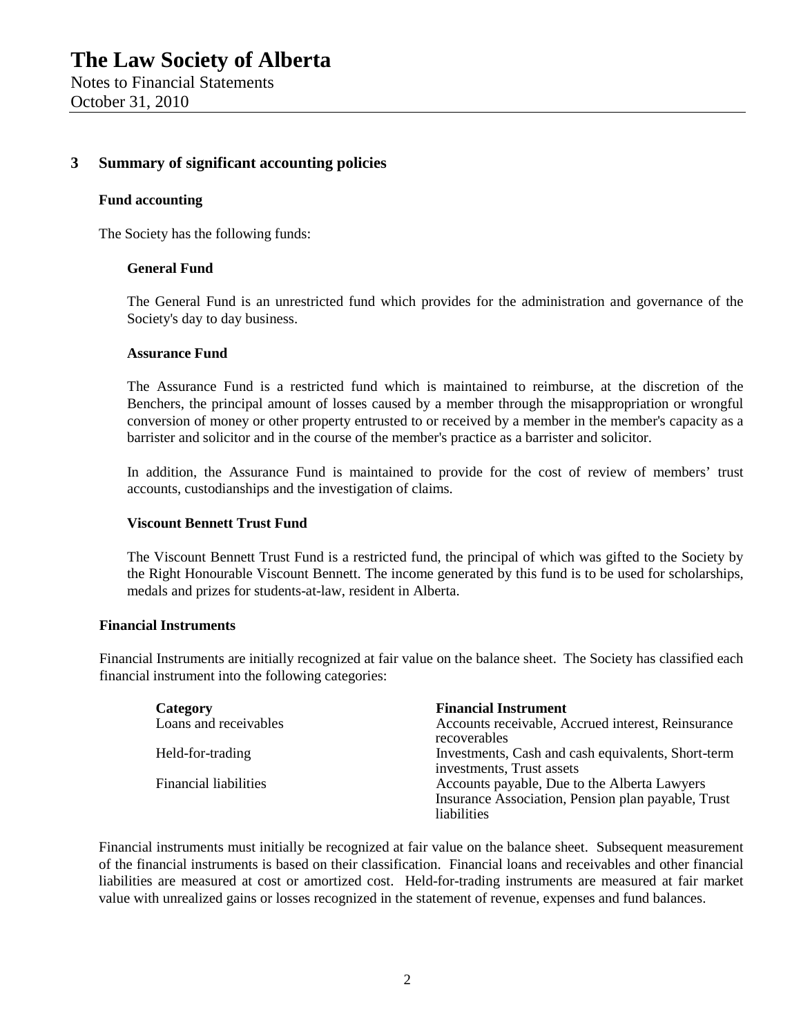## 3 Summary of significant accounting policies

### Fund accounting

The Society has the following funds:

#### General Fund

The General Fund is an unrestricted fund which provides for the administration and governance of the Society's day to day business.

#### Assurance Fund

The Assurance Fund is a restricted fund which is maintained to reimburse, at the discretion of the Benchers, the principal amount of losses caused by a member through the misappropriation or wrongful conversion of money or other property entrusted to or received by a member in the member's capacity as a barrister and solicitor and in the course of the member's practice as a barrister and solicitor.

In addition, the Assurance Fund is maintained to provide for the cost of review of members' trust accounts, custodianships and the investigation of claims.

#### Viscount Bennett Trust Fund

The Viscount Bennett Trust Fund is a restricted fund, the principal of which was gifted to the Society by the Right Honourable Viscount Bennett. The income generated by this fund is to be used for scholarships, medals and prizes for students-at-law, resident in Alberta.

### Financial Instruments

Financial Instruments are initially recognized at fair value on the balance sheet. The Society has classified each financial instrument into the following categories:

| Category | Financial Instrument |
|---|---|
| Loans and receivables | Accounts receivable, Accrued interest, Reinsurance recoverables |
| Held-for-trading | Investments, Cash and cash equivalents, Short-term investments, Trust assets |
| Financial liabilities | Accounts payable, Due to the Alberta Lawyers Insurance Association, Pension plan payable, Trust liabilities |

Financial instruments must initially be recognized at fair value on the balance sheet. Subsequent measurement of the financial instruments is based on their classification. Financial loans and receivables and other financial liabilities are measured at cost or amortized cost. Held-for-trading instruments are measured at fair market value with unrealized gains or losses recognized in the statement of revenue, expenses and fund balances.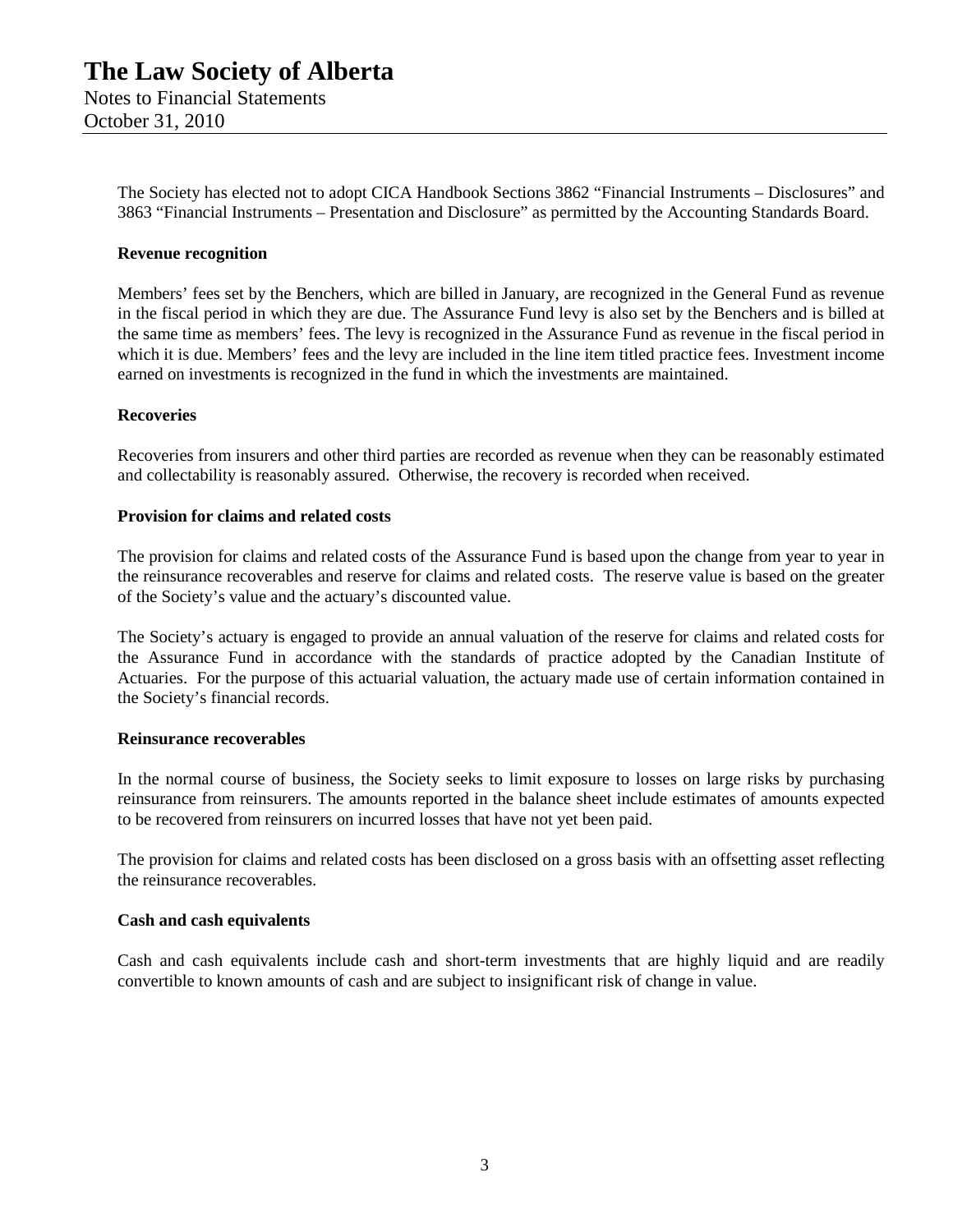The Society has elected not to adopt CICA Handbook Sections 3862 "Financial Instruments – Disclosures" and 3863 "Financial Instruments – Presentation and Disclosure" as permitted by the Accounting Standards Board.

**Revenue recognition**

Members' fees set by the Benchers, which are billed in January, are recognized in the General Fund as revenue in the fiscal period in which they are due. The Assurance Fund levy is also set by the Benchers and is billed at the same time as members' fees. The levy is recognized in the Assurance Fund as revenue in the fiscal period in which it is due. Members' fees and the levy are included in the line item titled practice fees. Investment income earned on investments is recognized in the fund in which the investments are maintained.

**Recoveries**

Recoveries from insurers and other third parties are recorded as revenue when they can be reasonably estimated and collectability is reasonably assured. Otherwise, the recovery is recorded when received.

**Provision for claims and related costs**

The provision for claims and related costs of the Assurance Fund is based upon the change from year to year in the reinsurance recoverables and reserve for claims and related costs. The reserve value is based on the greater of the Society's value and the actuary's discounted value.

The Society's actuary is engaged to provide an annual valuation of the reserve for claims and related costs for the Assurance Fund in accordance with the standards of practice adopted by the Canadian Institute of Actuaries. For the purpose of this actuarial valuation, the actuary made use of certain information contained in the Society's financial records.

**Reinsurance recoverables**

In the normal course of business, the Society seeks to limit exposure to losses on large risks by purchasing reinsurance from reinsurers. The amounts reported in the balance sheet include estimates of amounts expected to be recovered from reinsurers on incurred losses that have not yet been paid.

The provision for claims and related costs has been disclosed on a gross basis with an offsetting asset reflecting the reinsurance recoverables.

**Cash and cash equivalents**

Cash and cash equivalents include cash and short-term investments that are highly liquid and are readily convertible to known amounts of cash and are subject to insignificant risk of change in value.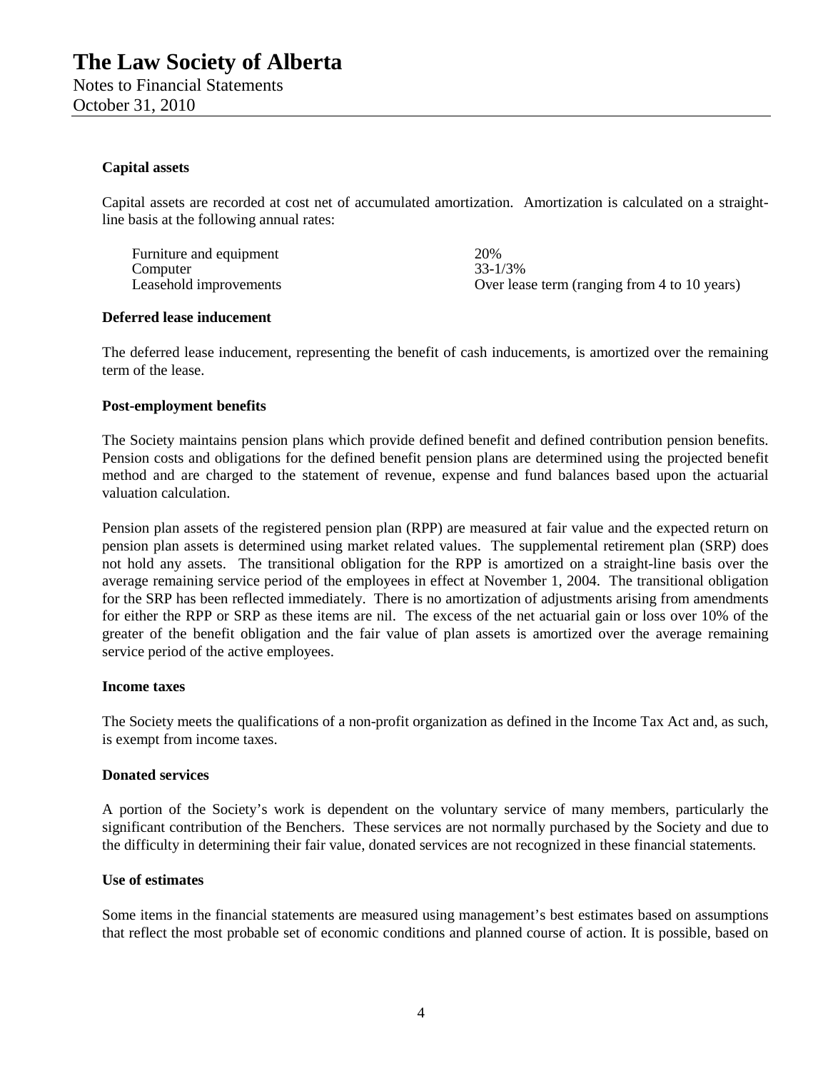**Capital assets**

Capital assets are recorded at cost net of accumulated amortization. Amortization is calculated on a straight-line basis at the following annual rates:

| | |
|---|---|
| Furniture and equipment | 20% |
| Computer | 33-1/3% |
| Leasehold improvements | Over lease term (ranging from 4 to 10 years) |

**Deferred lease inducement**

The deferred lease inducement, representing the benefit of cash inducements, is amortized over the remaining term of the lease.

**Post-employment benefits**

The Society maintains pension plans which provide defined benefit and defined contribution pension benefits. Pension costs and obligations for the defined benefit pension plans are determined using the projected benefit method and are charged to the statement of revenue, expense and fund balances based upon the actuarial valuation calculation.

Pension plan assets of the registered pension plan (RPP) are measured at fair value and the expected return on pension plan assets is determined using market related values. The supplemental retirement plan (SRP) does not hold any assets. The transitional obligation for the RPP is amortized on a straight-line basis over the average remaining service period of the employees in effect at November 1, 2004. The transitional obligation for the SRP has been reflected immediately. There is no amortization of adjustments arising from amendments for either the RPP or SRP as these items are nil. The excess of the net actuarial gain or loss over 10% of the greater of the benefit obligation and the fair value of plan assets is amortized over the average remaining service period of the active employees.

**Income taxes**

The Society meets the qualifications of a non-profit organization as defined in the Income Tax Act and, as such, is exempt from income taxes.

**Donated services**

A portion of the Society's work is dependent on the voluntary service of many members, particularly the significant contribution of the Benchers. These services are not normally purchased by the Society and due to the difficulty in determining their fair value, donated services are not recognized in these financial statements.

**Use of estimates**

Some items in the financial statements are measured using management's best estimates based on assumptions that reflect the most probable set of economic conditions and planned course of action. It is possible, based on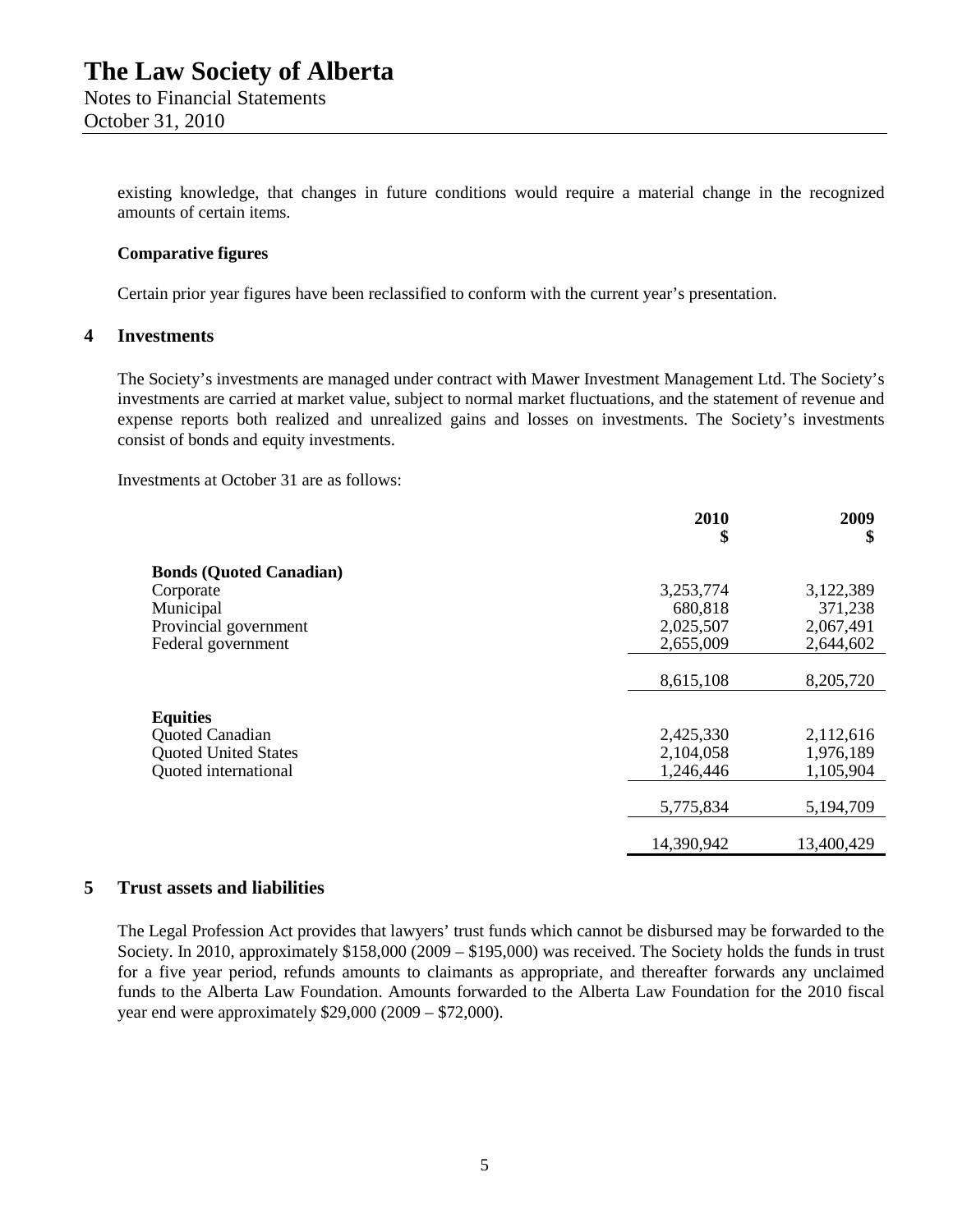existing knowledge, that changes in future conditions would require a material change in the recognized amounts of certain items.

**Comparative figures**

Certain prior year figures have been reclassified to conform with the current year's presentation.

## 4 Investments

The Society's investments are managed under contract with Mawer Investment Management Ltd. The Society's investments are carried at market value, subject to normal market fluctuations, and the statement of revenue and expense reports both realized and unrealized gains and losses on investments. The Society's investments consist of bonds and equity investments.

Investments at October 31 are as follows:

| | 2010 $ | 2009 $ |
|---|---|---|
| **Bonds (Quoted Canadian)** | | |
| Corporate | 3,253,774 | 3,122,389 |
| Municipal | 680,818 | 371,238 |
| Provincial government | 2,025,507 | 2,067,491 |
| Federal government | 2,655,009 | 2,644,602 |
| | 8,615,108 | 8,205,720 |
| **Equities** | | |
| Quoted Canadian | 2,425,330 | 2,112,616 |
| Quoted United States | 2,104,058 | 1,976,189 |
| Quoted international | 1,246,446 | 1,105,904 |
| | 5,775,834 | 5,194,709 |
| | 14,390,942 | 13,400,429 |

## 5 Trust assets and liabilities

The Legal Profession Act provides that lawyers' trust funds which cannot be disbursed may be forwarded to the Society. In 2010, approximately $158,000 (2009 – $195,000) was received. The Society holds the funds in trust for a five year period, refunds amounts to claimants as appropriate, and thereafter forwards any unclaimed funds to the Alberta Law Foundation. Amounts forwarded to the Alberta Law Foundation for the 2010 fiscal year end were approximately $29,000 (2009 – $72,000).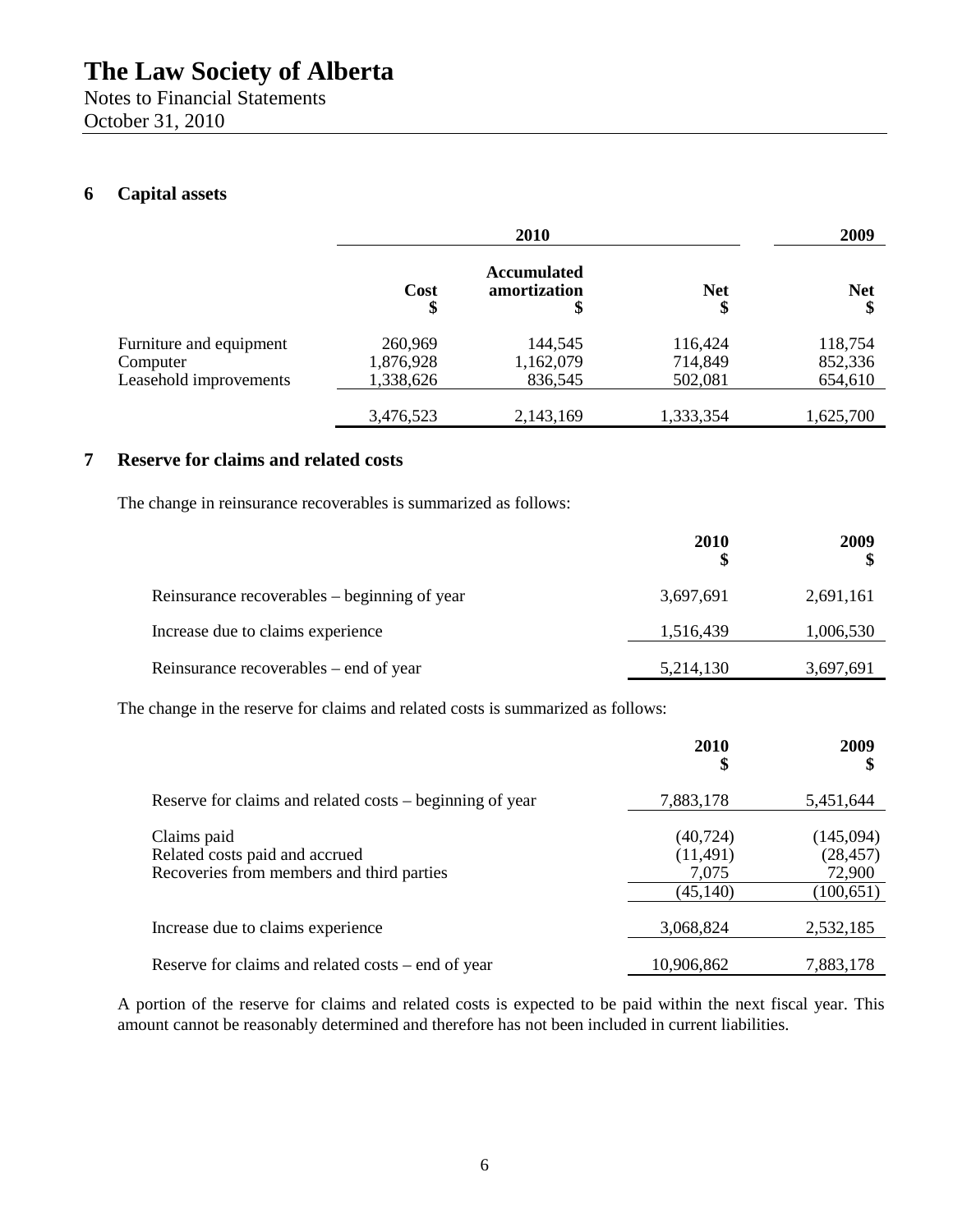## 6 Capital assets

| | 2010 | | | 2009 |
|---|---|---|---|---|
| | Cost<br>$ | Accumulated amortization<br>$ | Net<br>$ | Net<br>$ |
| Furniture and equipment | 260,969 | 144,545 | 116,424 | 118,754 |
| Computer | 1,876,928 | 1,162,079 | 714,849 | 852,336 |
| Leasehold improvements | 1,338,626 | 836,545 | 502,081 | 654,610 |
| | 3,476,523 | 2,143,169 | 1,333,354 | 1,625,700 |

## 7 Reserve for claims and related costs

The change in reinsurance recoverables is summarized as follows:

| | 2010<br>$ | 2009<br>$ |
|---|---|---|
| Reinsurance recoverables – beginning of year | 3,697,691 | 2,691,161 |
| Increase due to claims experience | 1,516,439 | 1,006,530 |
| Reinsurance recoverables – end of year | 5,214,130 | 3,697,691 |

The change in the reserve for claims and related costs is summarized as follows:

| | 2010<br>$ | 2009<br>$ |
|---|---|---|
| Reserve for claims and related costs – beginning of year | 7,883,178 | 5,451,644 |
| Claims paid | (40,724) | (145,094) |
| Related costs paid and accrued | (11,491) | (28,457) |
| Recoveries from members and third parties | 7,075 | 72,900 |
| | (45,140) | (100,651) |
| Increase due to claims experience | 3,068,824 | 2,532,185 |
| Reserve for claims and related costs – end of year | 10,906,862 | 7,883,178 |

A portion of the reserve for claims and related costs is expected to be paid within the next fiscal year. This amount cannot be reasonably determined and therefore has not been included in current liabilities.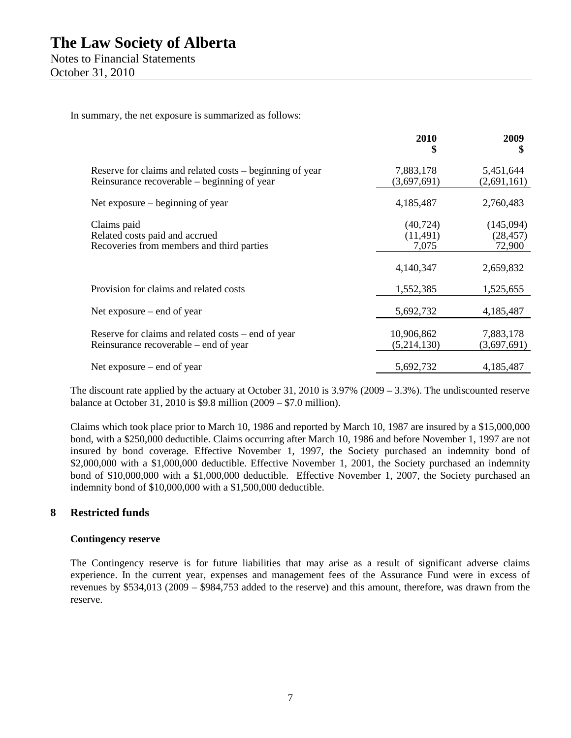In summary, the net exposure is summarized as follows:

| | 2010 $ | 2009 $ |
|---|---|---|
| Reserve for claims and related costs – beginning of year | 7,883,178 | 5,451,644 |
| Reinsurance recoverable – beginning of year | (3,697,691) | (2,691,161) |
| Net exposure – beginning of year | 4,185,487 | 2,760,483 |
| Claims paid | (40,724) | (145,094) |
| Related costs paid and accrued | (11,491) | (28,457) |
| Recoveries from members and third parties | 7,075 | 72,900 |
| | 4,140,347 | 2,659,832 |
| Provision for claims and related costs | 1,552,385 | 1,525,655 |
| Net exposure – end of year | 5,692,732 | 4,185,487 |
| Reserve for claims and related costs – end of year | 10,906,862 | 7,883,178 |
| Reinsurance recoverable – end of year | (5,214,130) | (3,697,691) |
| Net exposure – end of year | 5,692,732 | 4,185,487 |

The discount rate applied by the actuary at October 31, 2010 is 3.97% (2009 – 3.3%). The undiscounted reserve balance at October 31, 2010 is $9.8 million (2009 – $7.0 million).

Claims which took place prior to March 10, 1986 and reported by March 10, 1987 are insured by a $15,000,000 bond, with a $250,000 deductible. Claims occurring after March 10, 1986 and before November 1, 1997 are not insured by bond coverage. Effective November 1, 1997, the Society purchased an indemnity bond of $2,000,000 with a $1,000,000 deductible. Effective November 1, 2001, the Society purchased an indemnity bond of $10,000,000 with a $1,000,000 deductible. Effective November 1, 2007, the Society purchased an indemnity bond of $10,000,000 with a $1,500,000 deductible.

## 8 Restricted funds

**Contingency reserve**

The Contingency reserve is for future liabilities that may arise as a result of significant adverse claims experience. In the current year, expenses and management fees of the Assurance Fund were in excess of revenues by $534,013 (2009 – $984,753 added to the reserve) and this amount, therefore, was drawn from the reserve.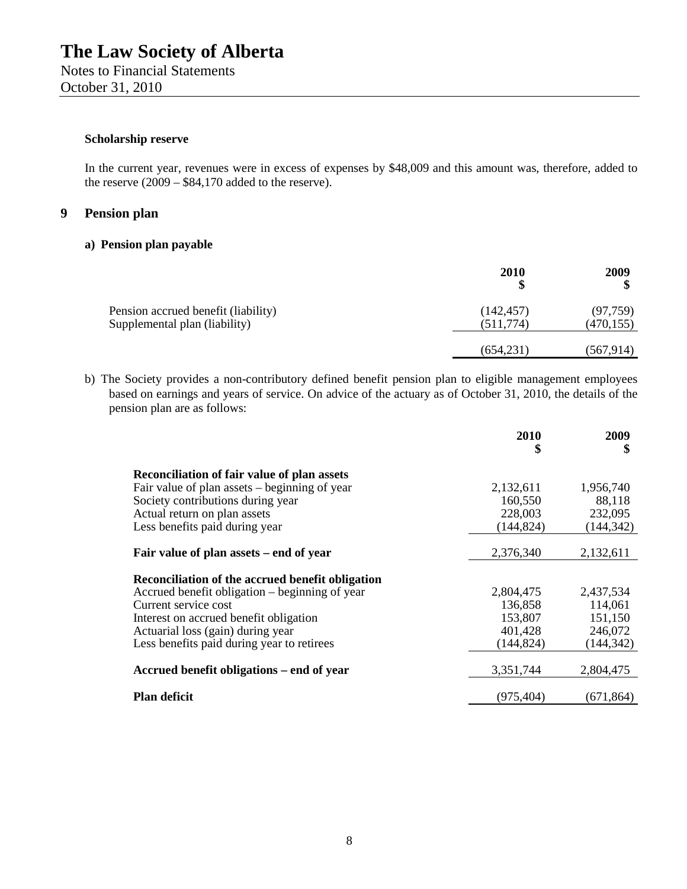### Scholarship reserve

In the current year, revenues were in excess of expenses by $48,009 and this amount was, therefore, added to the reserve (2009 – $84,170 added to the reserve).

## 9 Pension plan

### a) Pension plan payable

| | 2010<br>$ | 2009<br>$ |
|---|---|---|
| Pension accrued benefit (liability) | (142,457) | (97,759) |
| Supplemental plan (liability) | (511,774) | (470,155) |
| | (654,231) | (567,914) |

b) The Society provides a non-contributory defined benefit pension plan to eligible management employees based on earnings and years of service. On advice of the actuary as of October 31, 2010, the details of the pension plan are as follows:

| | 2010<br>$ | 2009<br>$ |
|---|---|---|
| **Reconciliation of fair value of plan assets** | | |
| Fair value of plan assets – beginning of year | 2,132,611 | 1,956,740 |
| Society contributions during year | 160,550 | 88,118 |
| Actual return on plan assets | 228,003 | 232,095 |
| Less benefits paid during year | (144,824) | (144,342) |
| **Fair value of plan assets – end of year** | 2,376,340 | 2,132,611 |
| **Reconciliation of the accrued benefit obligation** | | |
| Accrued benefit obligation – beginning of year | 2,804,475 | 2,437,534 |
| Current service cost | 136,858 | 114,061 |
| Interest on accrued benefit obligation | 153,807 | 151,150 |
| Actuarial loss (gain) during year | 401,428 | 246,072 |
| Less benefits paid during year to retirees | (144,824) | (144,342) |
| **Accrued benefit obligations – end of year** | 3,351,744 | 2,804,475 |
| **Plan deficit** | (975,404) | (671,864) |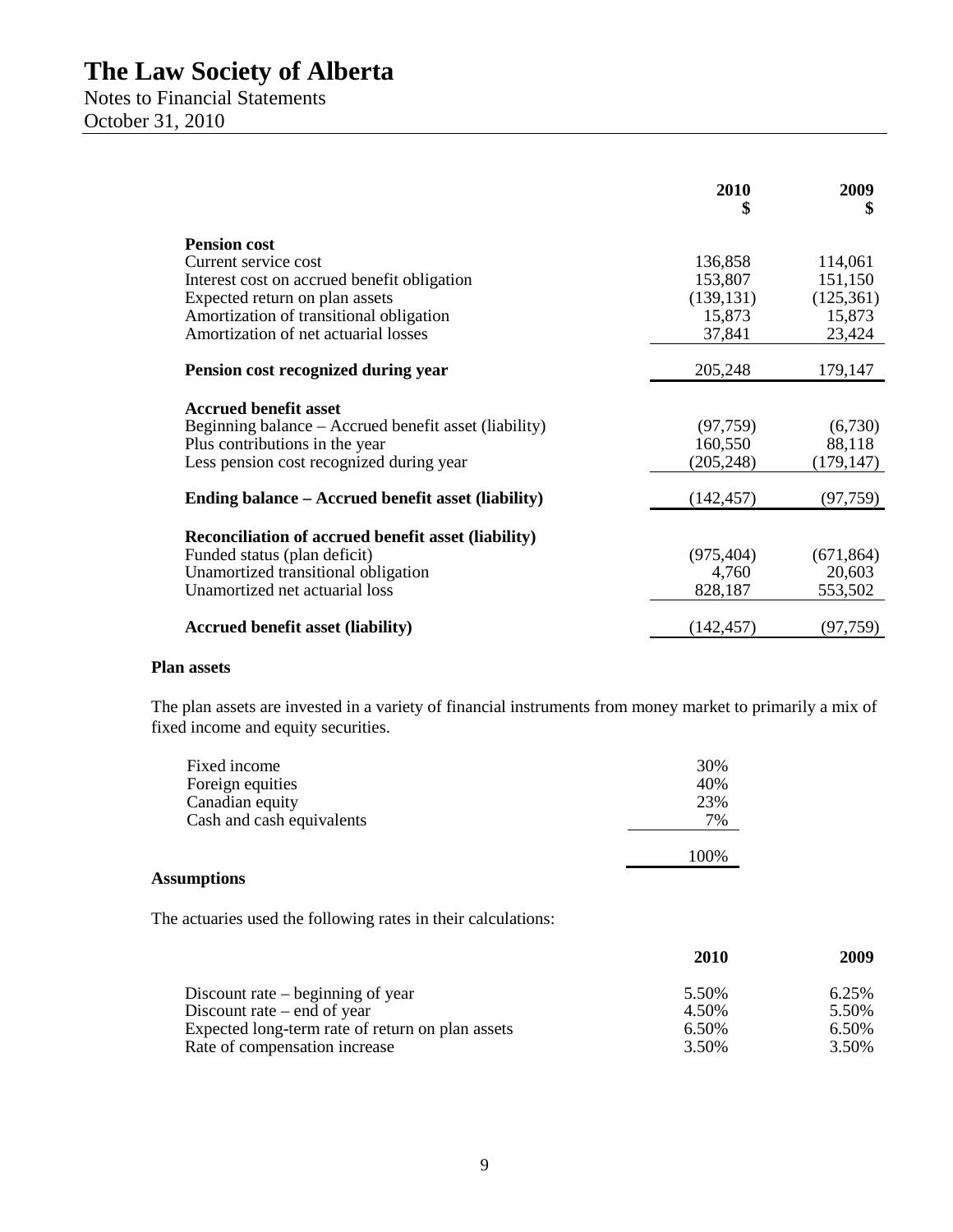| | 2010<br>$ | 2009<br>$ |
|---|---|---|
| **Pension cost** | | |
| Current service cost | 136,858 | 114,061 |
| Interest cost on accrued benefit obligation | 153,807 | 151,150 |
| Expected return on plan assets | (139,131) | (125,361) |
| Amortization of transitional obligation | 15,873 | 15,873 |
| Amortization of net actuarial losses | 37,841 | 23,424 |
| **Pension cost recognized during year** | 205,248 | 179,147 |
| **Accrued benefit asset** | | |
| Beginning balance – Accrued benefit asset (liability) | (97,759) | (6,730) |
| Plus contributions in the year | 160,550 | 88,118 |
| Less pension cost recognized during year | (205,248) | (179,147) |
| **Ending balance – Accrued benefit asset (liability)** | (142,457) | (97,759) |
| **Reconciliation of accrued benefit asset (liability)** | | |
| Funded status (plan deficit) | (975,404) | (671,864) |
| Unamortized transitional obligation | 4,760 | 20,603 |
| Unamortized net actuarial loss | 828,187 | 553,502 |
| **Accrued benefit asset (liability)** | (142,457) | (97,759) |

**Plan assets**

The plan assets are invested in a variety of financial instruments from money market to primarily a mix of fixed income and equity securities.

| | |
|---|---|
| Fixed income | 30% |
| Foreign equities | 40% |
| Canadian equity | 23% |
| Cash and cash equivalents | 7% |
| | 100% |

**Assumptions**

The actuaries used the following rates in their calculations:

| | 2010 | 2009 |
|---|---|---|
| Discount rate – beginning of year | 5.50% | 6.25% |
| Discount rate – end of year | 4.50% | 5.50% |
| Expected long-term rate of return on plan assets | 6.50% | 6.50% |
| Rate of compensation increase | 3.50% | 3.50% |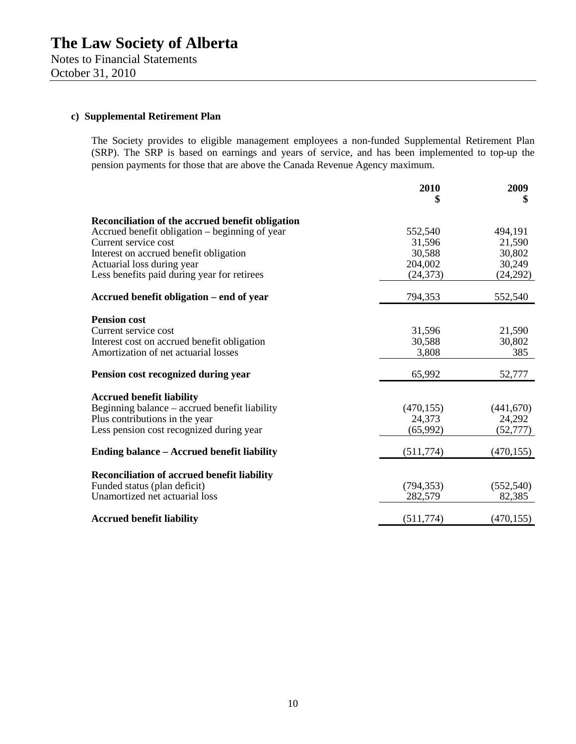# The Law Society of Alberta

Notes to Financial Statements
October 31, 2010

**c) Supplemental Retirement Plan**

The Society provides to eligible management employees a non-funded Supplemental Retirement Plan (SRP). The SRP is based on earnings and years of service, and has been implemented to top-up the pension payments for those that are above the Canada Revenue Agency maximum.

| | 2010<br>$ | 2009<br>$ |
|---|---|---|
| **Reconciliation of the accrued benefit obligation** | | |
| Accrued benefit obligation – beginning of year | 552,540 | 494,191 |
| Current service cost | 31,596 | 21,590 |
| Interest on accrued benefit obligation | 30,588 | 30,802 |
| Actuarial loss during year | 204,002 | 30,249 |
| Less benefits paid during year for retirees | (24,373) | (24,292) |
| **Accrued benefit obligation – end of year** | 794,353 | 552,540 |
| **Pension cost** | | |
| Current service cost | 31,596 | 21,590 |
| Interest cost on accrued benefit obligation | 30,588 | 30,802 |
| Amortization of net actuarial losses | 3,808 | 385 |
| **Pension cost recognized during year** | 65,992 | 52,777 |
| **Accrued benefit liability** | | |
| Beginning balance – accrued benefit liability | (470,155) | (441,670) |
| Plus contributions in the year | 24,373 | 24,292 |
| Less pension cost recognized during year | (65,992) | (52,777) |
| **Ending balance – Accrued benefit liability** | (511,774) | (470,155) |
| **Reconciliation of accrued benefit liability** | | |
| Funded status (plan deficit) | (794,353) | (552,540) |
| Unamortized net actuarial loss | 282,579 | 82,385 |
| **Accrued benefit liability** | (511,774) | (470,155) |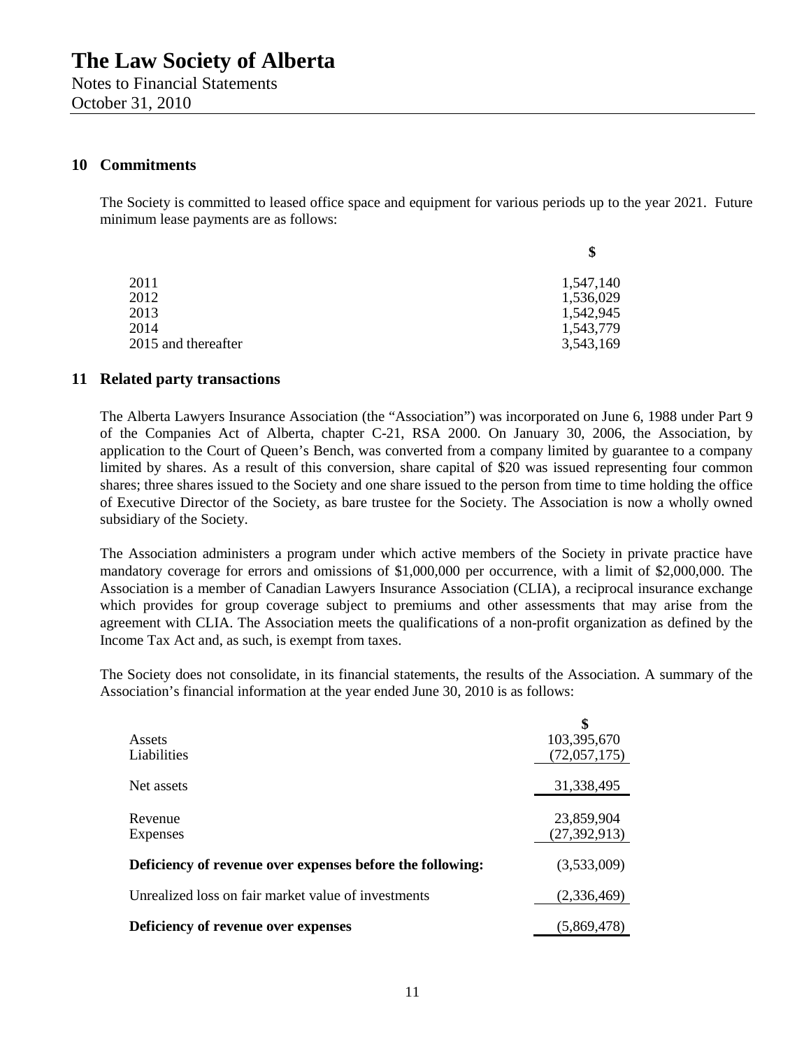# The Law Society of Alberta

Notes to Financial Statements
October 31, 2010

## 10 Commitments

The Society is committed to leased office space and equipment for various periods up to the year 2021. Future minimum lease payments are as follows:

| | $ |
|---|---|
| 2011 | 1,547,140 |
| 2012 | 1,536,029 |
| 2013 | 1,542,945 |
| 2014 | 1,543,779 |
| 2015 and thereafter | 3,543,169 |

## 11 Related party transactions

The Alberta Lawyers Insurance Association (the "Association") was incorporated on June 6, 1988 under Part 9 of the Companies Act of Alberta, chapter C-21, RSA 2000. On January 30, 2006, the Association, by application to the Court of Queen's Bench, was converted from a company limited by guarantee to a company limited by shares. As a result of this conversion, share capital of $20 was issued representing four common shares; three shares issued to the Society and one share issued to the person from time to time holding the office of Executive Director of the Society, as bare trustee for the Society. The Association is now a wholly owned subsidiary of the Society.

The Association administers a program under which active members of the Society in private practice have mandatory coverage for errors and omissions of $1,000,000 per occurrence, with a limit of $2,000,000. The Association is a member of Canadian Lawyers Insurance Association (CLIA), a reciprocal insurance exchange which provides for group coverage subject to premiums and other assessments that may arise from the agreement with CLIA. The Association meets the qualifications of a non-profit organization as defined by the Income Tax Act and, as such, is exempt from taxes.

The Society does not consolidate, in its financial statements, the results of the Association. A summary of the Association's financial information at the year ended June 30, 2010 is as follows:

| | $ |
|---|---|
| Assets | 103,395,670 |
| Liabilities | (72,057,175) |
| Net assets | 31,338,495 |
| Revenue | 23,859,904 |
| Expenses | (27,392,913) |
| **Deficiency of revenue over expenses before the following:** | (3,533,009) |
| Unrealized loss on fair market value of investments | (2,336,469) |
| **Deficiency of revenue over expenses** | (5,869,478) |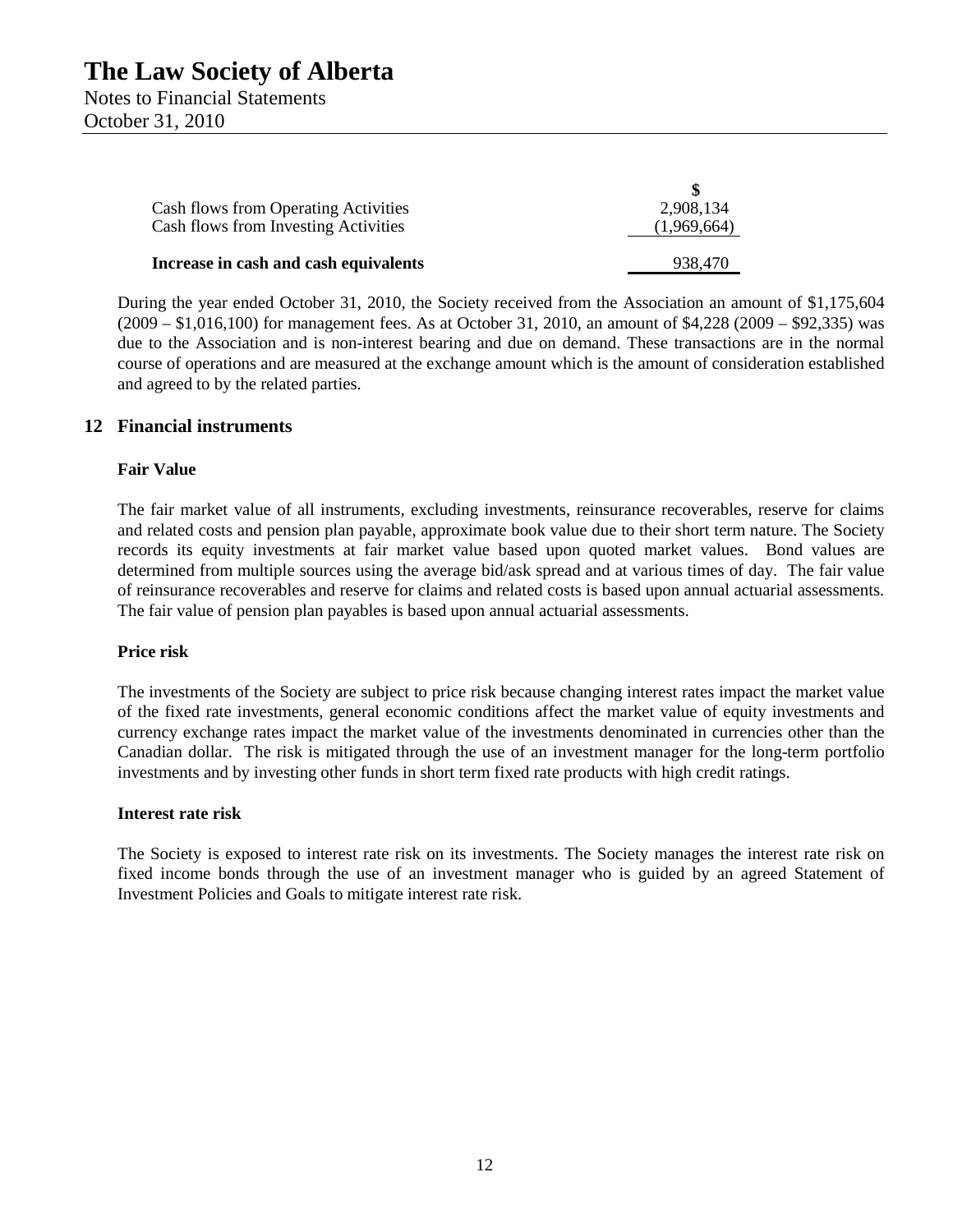|  | $ |
|---|---|
| Cash flows from Operating Activities | 2,908,134 |
| Cash flows from Investing Activities | (1,969,664) |
| **Increase in cash and cash equivalents** | 938,470 |

During the year ended October 31, 2010, the Society received from the Association an amount of $1,175,604 (2009 – $1,016,100) for management fees. As at October 31, 2010, an amount of $4,228 (2009 – $92,335) was due to the Association and is non-interest bearing and due on demand. These transactions are in the normal course of operations and are measured at the exchange amount which is the amount of consideration established and agreed to by the related parties.

## 12 Financial instruments

### Fair Value

The fair market value of all instruments, excluding investments, reinsurance recoverables, reserve for claims and related costs and pension plan payable, approximate book value due to their short term nature. The Society records its equity investments at fair market value based upon quoted market values. Bond values are determined from multiple sources using the average bid/ask spread and at various times of day. The fair value of reinsurance recoverables and reserve for claims and related costs is based upon annual actuarial assessments. The fair value of pension plan payables is based upon annual actuarial assessments.

### Price risk

The investments of the Society are subject to price risk because changing interest rates impact the market value of the fixed rate investments, general economic conditions affect the market value of equity investments and currency exchange rates impact the market value of the investments denominated in currencies other than the Canadian dollar. The risk is mitigated through the use of an investment manager for the long-term portfolio investments and by investing other funds in short term fixed rate products with high credit ratings.

### Interest rate risk

The Society is exposed to interest rate risk on its investments. The Society manages the interest rate risk on fixed income bonds through the use of an investment manager who is guided by an agreed Statement of Investment Policies and Goals to mitigate interest rate risk.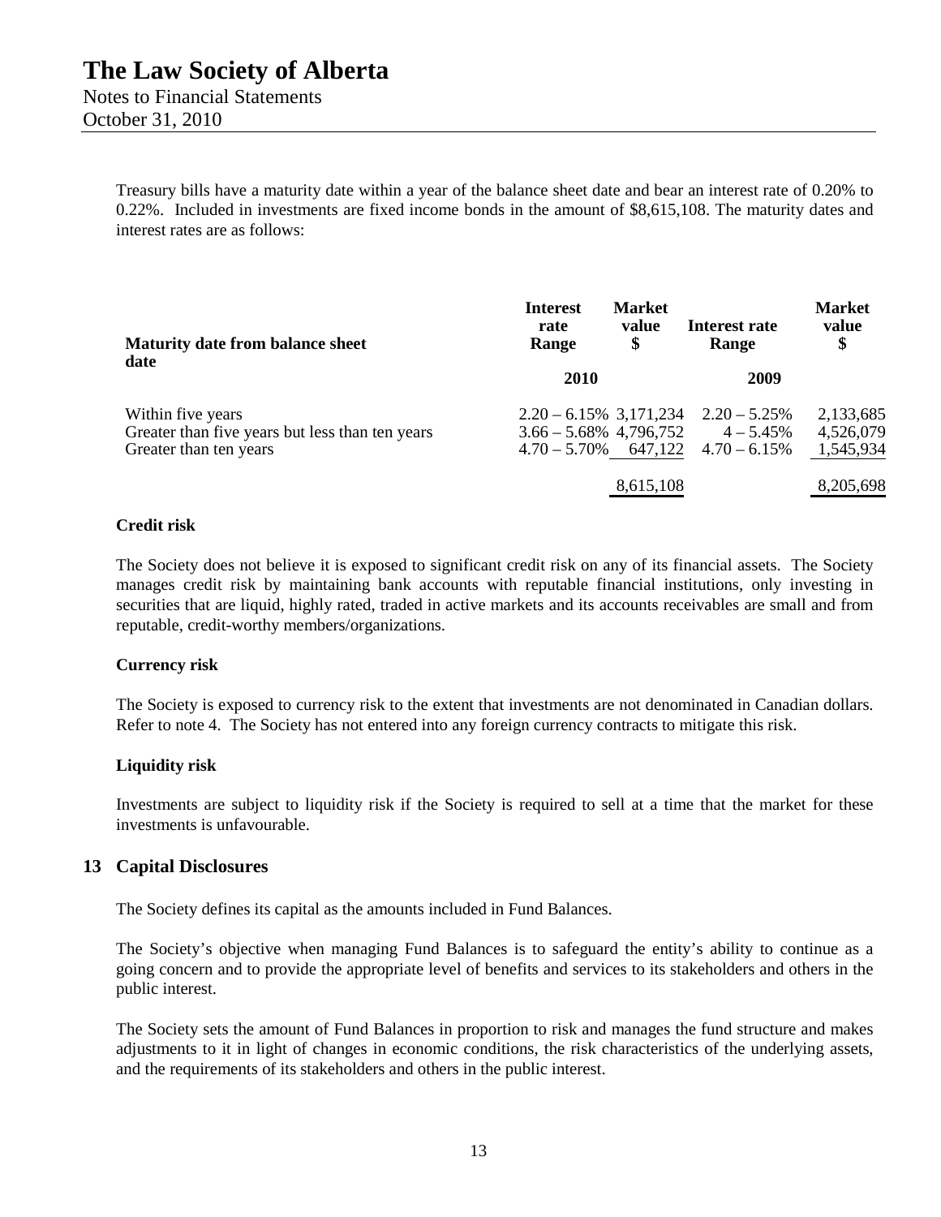Treasury bills have a maturity date within a year of the balance sheet date and bear an interest rate of 0.20% to 0.22%. Included in investments are fixed income bonds in the amount of $8,615,108. The maturity dates and interest rates are as follows:

| Maturity date from balance sheet date | Interest rate Range | Market value $ | Interest rate Range | Market value $ |
|---|---|---|---|---|
| | 2010 | | 2009 | |
| Within five years | 2.20 – 6.15% | 3,171,234 | 2.20 – 5.25% | 2,133,685 |
| Greater than five years but less than ten years | 3.66 – 5.68% | 4,796,752 | 4 – 5.45% | 4,526,079 |
| Greater than ten years | 4.70 – 5.70% | 647,122 | 4.70 – 6.15% | 1,545,934 |
| | | 8,615,108 | | 8,205,698 |

**Credit risk**

The Society does not believe it is exposed to significant credit risk on any of its financial assets. The Society manages credit risk by maintaining bank accounts with reputable financial institutions, only investing in securities that are liquid, highly rated, traded in active markets and its accounts receivables are small and from reputable, credit-worthy members/organizations.

**Currency risk**

The Society is exposed to currency risk to the extent that investments are not denominated in Canadian dollars. Refer to note 4. The Society has not entered into any foreign currency contracts to mitigate this risk.

**Liquidity risk**

Investments are subject to liquidity risk if the Society is required to sell at a time that the market for these investments is unfavourable.

## 13 Capital Disclosures

The Society defines its capital as the amounts included in Fund Balances.

The Society's objective when managing Fund Balances is to safeguard the entity's ability to continue as a going concern and to provide the appropriate level of benefits and services to its stakeholders and others in the public interest.

The Society sets the amount of Fund Balances in proportion to risk and manages the fund structure and makes adjustments to it in light of changes in economic conditions, the risk characteristics of the underlying assets, and the requirements of its stakeholders and others in the public interest.